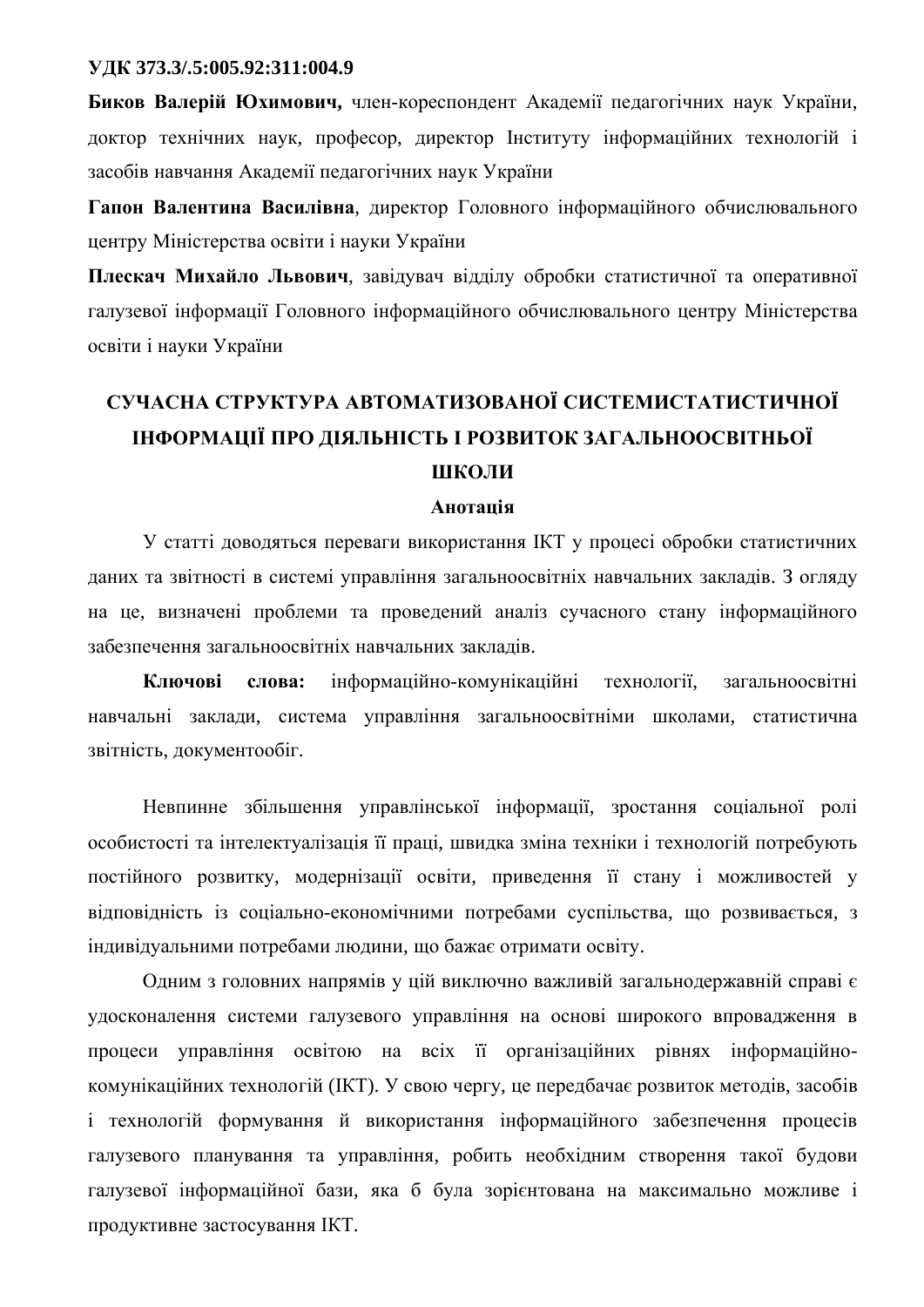**УДК 373.3/.5:005.92:311:004.9**

**Биков Валерій Юхимович,** член-кореспондент Академії педагогічних наук України, доктор технічних наук, професор, директор Інституту інформаційних технологій і засобів навчання Академії педагогічних наук України

**Гапон Валентина Василівна**, директор Головного інформаційного обчислювального центру Міністерства освіти і науки України

**Плескач Михайло Львович**, завідувач відділу обробки статистичної та оперативної галузевої інформації Головного інформаційного обчислювального центру Міністерства освіти і науки України

# СУЧАСНА СТРУКТУРА АВТОМАТИЗОВАНОЇ СИСТЕМИСТАТИСТИЧНОЇ ІНФОРМАЦІЇ ПРО ДІЯЛЬНІСТЬ І РОЗВИТОК ЗАГАЛЬНООСВІТНЬОЇ ШКОЛИ

**Анотація**

У статті доводяться переваги використання ІКТ у процесі обробки статистичних даних та звітності в системі управління загальноосвітніх навчальних закладів. З огляду на це, визначені проблеми та проведений аналіз сучасного стану інформаційного забезпечення загальноосвітніх навчальних закладів.

**Ключові слова:** інформаційно-комунікаційні технології, загальноосвітні навчальні заклади, система управління загальноосвітніми школами, статистична звітність, документообіг.

Невпинне збільшення управлінської інформації, зростання соціальної ролі особистості та інтелектуалізація її праці, швидка зміна техніки і технологій потребують постійного розвитку, модернізації освіти, приведення її стану і можливостей у відповідність із соціально-економічними потребами суспільства, що розвивається, з індивідуальними потребами людини, що бажає отримати освіту.

Одним з головних напрямів у цій виключно важливій загальнодержавній справі є удосконалення системи галузевого управління на основі широкого впровадження в процеси управління освітою на всіх її організаційних рівнях інформаційно-комунікаційних технологій (ІКТ). У свою чергу, це передбачає розвиток методів, засобів і технологій формування й використання інформаційного забезпечення процесів галузевого планування та управління, робить необхідним створення такої будови галузевої інформаційної бази, яка б була зорієнтована на максимально можливе і продуктивне застосування ІКТ.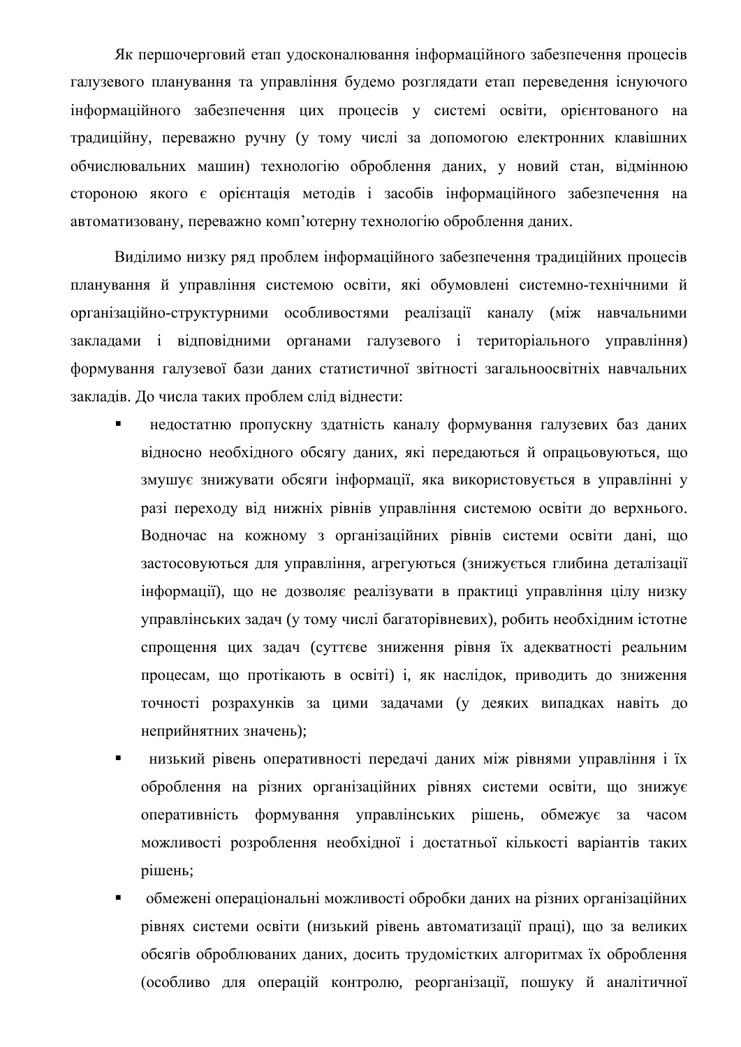Як першочерговий етап удосконалювання інформаційного забезпечення процесів галузевого планування та управління будемо розглядати етап переведення існуючого інформаційного забезпечення цих процесів у системі освіти, орієнтованого на традиційну, переважно ручну (у тому числі за допомогою електронних клавішних обчислювальних машин) технологію оброблення даних, у новий стан, відмінною стороною якого є орієнтація методів і засобів інформаційного забезпечення на автоматизовану, переважно комп'ютерну технологію оброблення даних.

Виділимо низку ряд проблем інформаційного забезпечення традиційних процесів планування й управління системою освіти, які обумовлені системно-технічними й організаційно-структурними особливостями реалізації каналу (між навчальними закладами і відповідними органами галузевого і територіального управління) формування галузевої бази даних статистичної звітності загальноосвітніх навчальних закладів. До числа таких проблем слід віднести:

- недостатню пропускну здатність каналу формування галузевих баз даних відносно необхідного обсягу даних, які передаються й опрацьовуються, що змушує знижувати обсяги інформації, яка використовується в управлінні у разі переходу від нижніх рівнів управління системою освіти до верхнього. Водночас на кожному з організаційних рівнів системи освіти дані, що застосовуються для управління, агрегуються (знижується глибина деталізації інформації), що не дозволяє реалізувати в практиці управління цілу низку управлінських задач (у тому числі багаторівневих), робить необхідним істотне спрощення цих задач (суттєве зниження рівня їх адекватності реальним процесам, що протікають в освіті) і, як наслідок, приводить до зниження точності розрахунків за цими задачами (у деяких випадках навіть до неприйнятних значень);
- низький рівень оперативності передачі даних між рівнями управління і їх оброблення на різних організаційних рівнях системи освіти, що знижує оперативність формування управлінських рішень, обмежує за часом можливості розроблення необхідної і достатньої кількості варіантів таких рішень;
- обмежені операціональні можливості обробки даних на різних організаційних рівнях системи освіти (низький рівень автоматизації праці), що за великих обсягів оброблюваних даних, досить трудомістких алгоритмах їх оброблення (особливо для операцій контролю, реорганізації, пошуку й аналітичної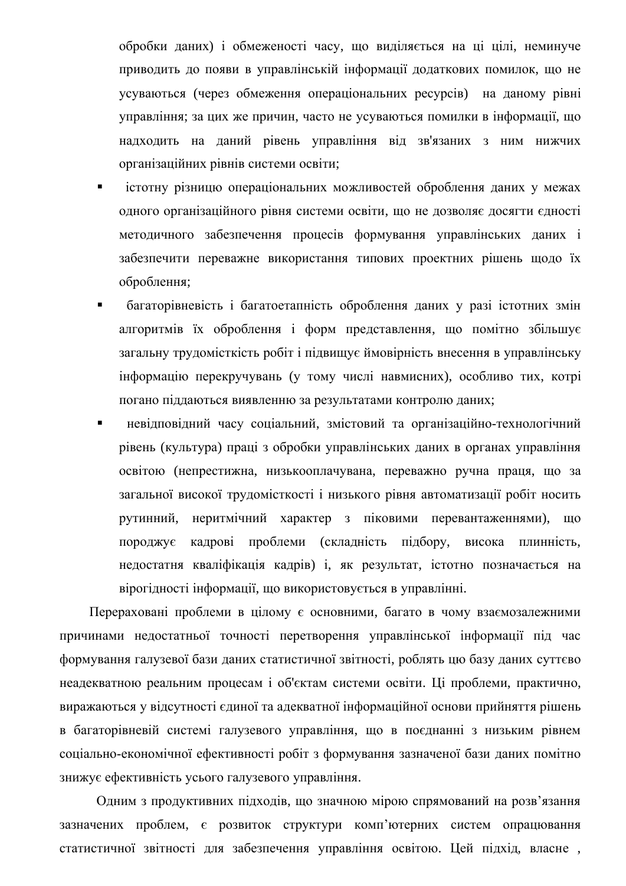обробки даних) і обмеженості часу, що виділяється на ці цілі, неминуче приводить до появи в управлінській інформації додаткових помилок, що не усуваються (через обмеження операціональних ресурсів) на даному рівні управління; за цих же причин, часто не усуваються помилки в інформації, що надходить на даний рівень управління від зв'язаних з ним нижчих організаційних рівнів системи освіти;

- істотну різницю операціональних можливостей оброблення даних у межах одного організаційного рівня системи освіти, що не дозволяє досягти єдності методичного забезпечення процесів формування управлінських даних і забезпечити переважне використання типових проектних рішень щодо їх оброблення;
- багаторівневість і багатоетапність оброблення даних у разі істотних змін алгоритмів їх оброблення і форм представлення, що помітно збільшує загальну трудомісткість робіт і підвищує ймовірність внесення в управлінську інформацію перекручувань (у тому числі навмисних), особливо тих, котрі погано піддаються виявленню за результатами контролю даних;
- невідповідний часу соціальний, змістовий та організаційно-технологічний рівень (культура) праці з обробки управлінських даних в органах управління освітою (непрестижна, низькооплачувана, переважно ручна праця, що за загальної високої трудомісткості і низького рівня автоматизації робіт носить рутинний, неритмічний характер з піковими перевантаженнями), що породжує кадрові проблеми (складність підбору, висока плинність, недостатня кваліфікація кадрів) і, як результат, істотно позначається на вірогідності інформації, що використовується в управлінні.

Перераховані проблеми в цілому є основними, багато в чому взаємозалежними причинами недостатньої точності перетворення управлінської інформації під час формування галузевої бази даних статистичної звітності, роблять цю базу даних суттєво неадекватною реальним процесам і об'єктам системи освіти. Ці проблеми, практично, виражаються у відсутності єдиної та адекватної інформаційної основи прийняття рішень в багаторівневій системі галузевого управління, що в поєднанні з низьким рівнем соціально-економічної ефективності робіт з формування зазначеної бази даних помітно знижує ефективність усього галузевого управління.

Одним з продуктивних підходів, що значною мірою спрямований на розв’язання зазначених проблем, є розвиток структури комп’ютерних систем опрацювання статистичної звітності для забезпечення управління освітою. Цей підхід, власне ,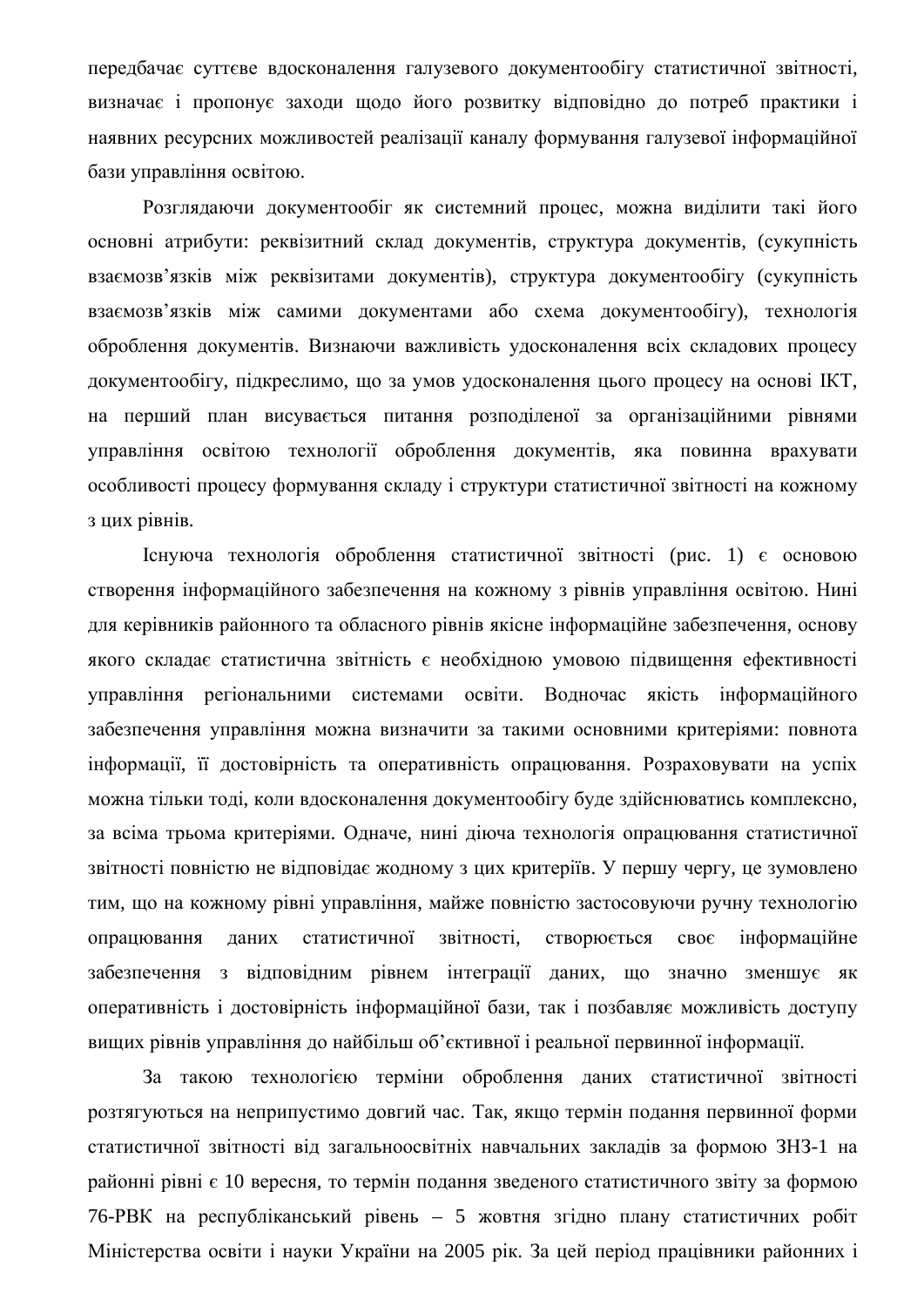передбачає суттєве вдосконалення галузевого документообігу статистичної звітності, визначає і пропонує заходи щодо його розвитку відповідно до потреб практики і наявних ресурсних можливостей реалізації каналу формування галузевої інформаційної бази управління освітою.

Розглядаючи документообіг як системний процес, можна виділити такі його основні атрибути: реквізитний склад документів, структура документів, (сукупність взаємозв'язків між реквізитами документів), структура документообігу (сукупність взаємозв'язків між самими документами або схема документообігу), технологія оброблення документів. Визнаючи важливість удосконалення всіх складових процесу документообігу, підкреслимо, що за умов удосконалення цього процесу на основі ІКТ, на перший план висувається питання розподіленої за організаційними рівнями управління освітою технології оброблення документів, яка повинна врахувати особливості процесу формування складу і структури статистичної звітності на кожному з цих рівнів.

Існуюча технологія оброблення статистичної звітності (рис. 1) є основою створення інформаційного забезпечення на кожному з рівнів управління освітою. Нині для керівників районного та обласного рівнів якісне інформаційне забезпечення, основу якого складає статистична звітність є необхідною умовою підвищення ефективності управління регіональними системами освіти. Водночас якість інформаційного забезпечення управління можна визначити за такими основними критеріями: повнота інформації, її достовірність та оперативність опрацювання. Розраховувати на успіх можна тільки тоді, коли вдосконалення документообігу буде здійснюватись комплексно, за всіма трьома критеріями. Одначе, нині діюча технологія опрацювання статистичної звітності повністю не відповідає жодному з цих критеріїв. У першу чергу, це зумовлено тим, що на кожному рівні управління, майже повністю застосовуючи ручну технологію опрацювання даних статистичної звітності, створюється своє інформаційне забезпечення з відповідним рівнем інтеграції даних, що значно зменшує як оперативність і достовірність інформаційної бази, так і позбавляє можливість доступу вищих рівнів управління до найбільш об'єктивної і реальної первинної інформації.

За такою технологією терміни оброблення даних статистичної звітності розтягуються на неприпустимо довгий час. Так, якщо термін подання первинної форми статистичної звітності від загальноосвітніх навчальних закладів за формою ЗНЗ-1 на районні рівні є 10 вересня, то термін подання зведеного статистичного звіту за формою 76-РВК на республіканський рівень – 5 жовтня згідно плану статистичних робіт Міністерства освіти і науки України на 2005 рік. За цей період працівники районних і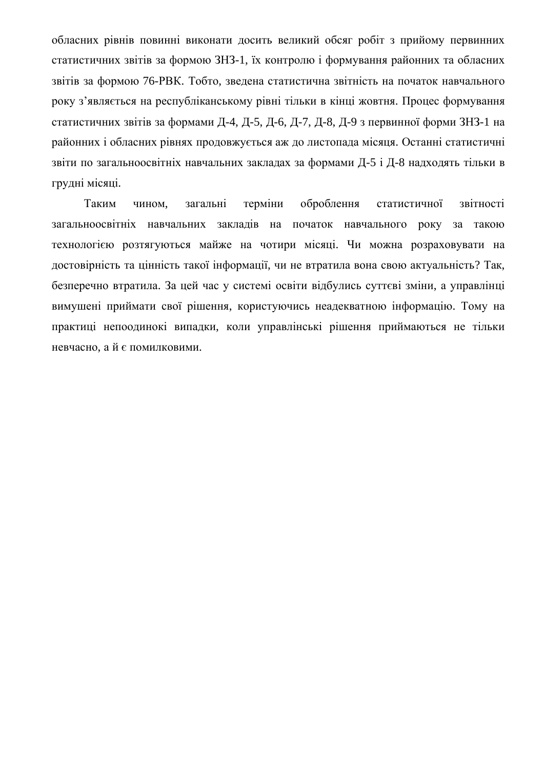обласних рівнів повинні виконати досить великий обсяг робіт з прийому первинних статистичних звітів за формою ЗНЗ-1, їх контролю і формування районних та обласних звітів за формою 76-РВК. Тобто, зведена статистична звітність на початок навчального року з'являється на республіканському рівні тільки в кінці жовтня. Процес формування статистичних звітів за формами Д-4, Д-5, Д-6, Д-7, Д-8, Д-9 з первинної форми ЗНЗ-1 на районних і обласних рівнях продовжується аж до листопада місяця. Останні статистичні звіти по загальноосвітніх навчальних закладах за формами Д-5 і Д-8 надходять тільки в грудні місяці.

Таким чином, загальні терміни оброблення статистичної звітності загальноосвітніх навчальних закладів на початок навчального року за такою технологією розтягуються майже на чотири місяці. Чи можна розраховувати на достовірність та цінність такої інформації, чи не втратила вона свою актуальність? Так, безперечно втратила. За цей час у системі освіти відбулись суттєві зміни, а управлінці вимушені приймати свої рішення, користуючись неадекватною інформацію. Тому на практиці непоодинокі випадки, коли управлінські рішення приймаються не тільки невчасно, а й є помилковими.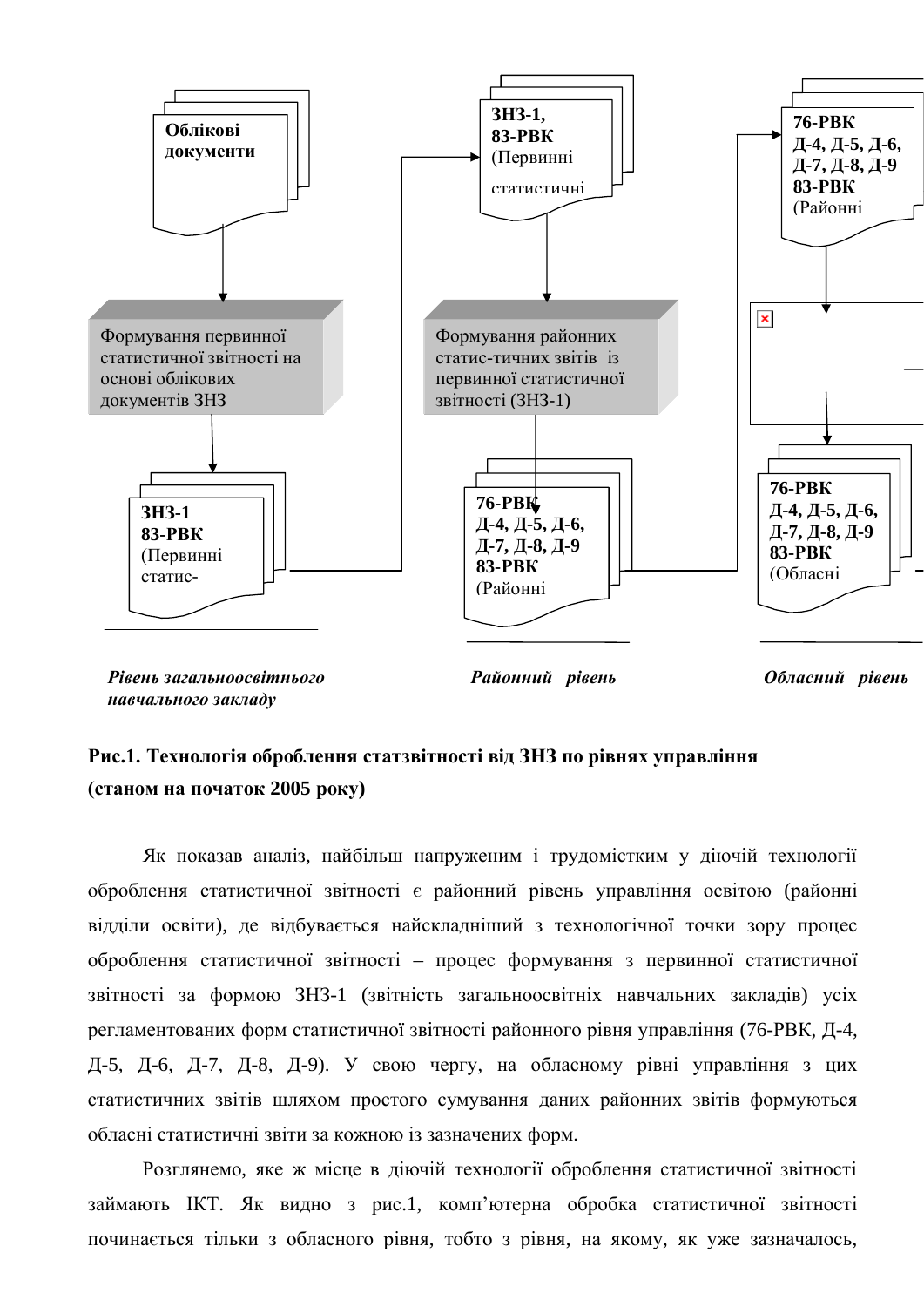Облікові документи

Формування первинної статистичної звітності на основі облікових документів ЗНЗ

ЗНЗ-1
83-РВК
(Первинні статис-

ЗНЗ-1,
83-РВК
(Первинні статистичні

Формування районних статис-тичних звітів із первинної статистичної звітності (ЗНЗ-1)

76-РВК
Д-4, Д-5, Д-6,
Д-7, Д-8, Д-9
83-РВК
(Районні

76-РВК
Д-4, Д-5, Д-6,
Д-7, Д-8, Д-9
83-РВК
(Районні

76-РВК
Д-4, Д-5, Д-6,
Д-7, Д-8, Д-9
83-РВК
(Обласні

*Рівень загальноосвітнього навчального закладу* | *Районний рівень* | *Обласний рівень*

**Рис.1. Технологія оброблення статзвітності від ЗНЗ по рівнях управління (станом на початок 2005 року)**

Як показав аналіз, найбільш напруженим і трудомістким у діючій технології оброблення статистичної звітності є районний рівень управління освітою (районні відділи освіти), де відбувається найскладніший з технологічної точки зору процес оброблення статистичної звітності – процес формування з первинної статистичної звітності за формою ЗНЗ-1 (звітність загальноосвітніх навчальних закладів) усіх регламентованих форм статистичної звітності районного рівня управління (76-РВК, Д-4, Д-5, Д-6, Д-7, Д-8, Д-9). У свою чергу, на обласному рівні управління з цих статистичних звітів шляхом простого сумування даних районних звітів формуються обласні статистичні звіти за кожною із зазначених форм.

Розглянемо, яке ж місце в діючій технології оброблення статистичної звітності займають ІКТ. Як видно з рис.1, комп'ютерна обробка статистичної звітності починається тільки з обласного рівня, тобто з рівня, на якому, як уже зазначалось,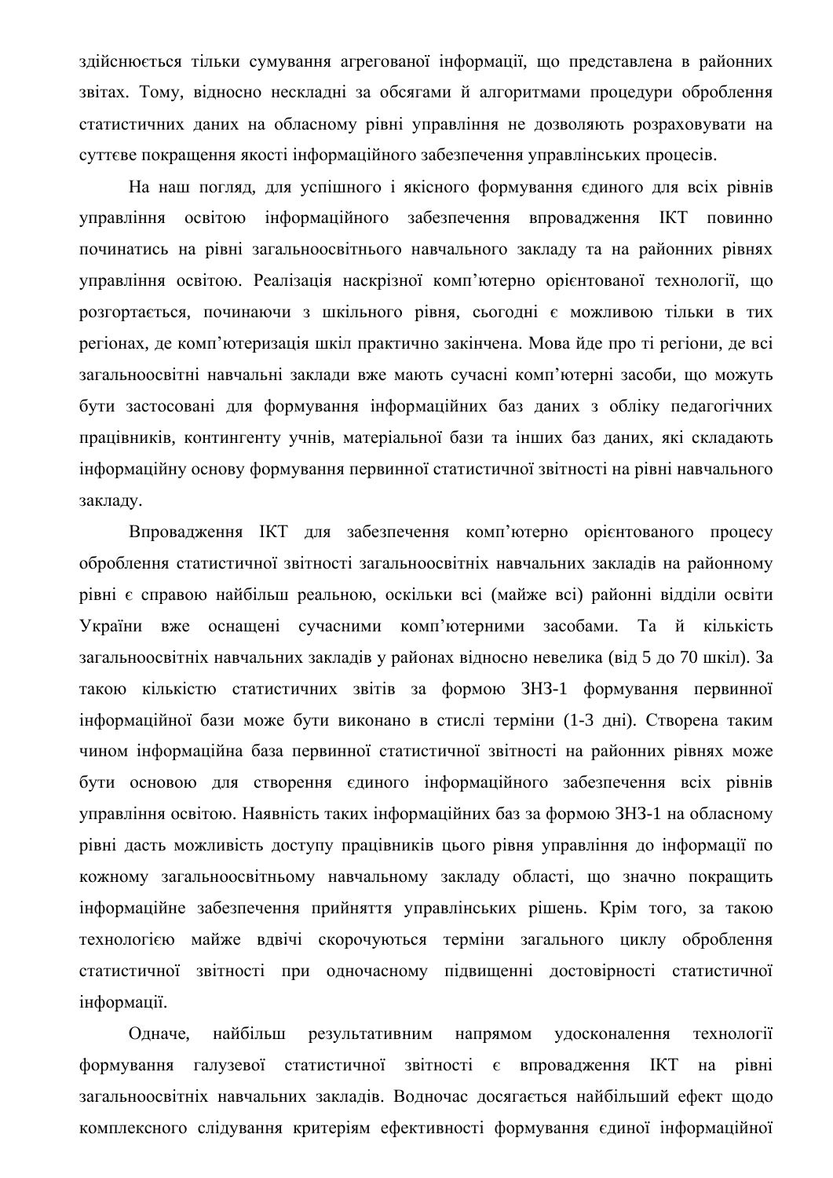здійснюється тільки сумування агрегованої інформації, що представлена в районних звітах. Тому, відносно нескладні за обсягами й алгоритмами процедури оброблення статистичних даних на обласному рівні управління не дозволяють розраховувати на суттєве покращення якості інформаційного забезпечення управлінських процесів.

На наш погляд, для успішного і якісного формування єдиного для всіх рівнів управління освітою інформаційного забезпечення впровадження ІКТ повинно починатись на рівні загальноосвітнього навчального закладу та на районних рівнях управління освітою. Реалізація наскрізної комп'ютерно орієнтованої технології, що розгортається, починаючи з шкільного рівня, сьогодні є можливою тільки в тих регіонах, де комп'ютеризація шкіл практично закінчена. Мова йде про ті регіони, де всі загальноосвітні навчальні заклади вже мають сучасні комп'ютерні засоби, що можуть бути застосовані для формування інформаційних баз даних з обліку педагогічних працівників, контингенту учнів, матеріальної бази та інших баз даних, які складають інформаційну основу формування первинної статистичної звітності на рівні навчального закладу.

Впровадження ІКТ для забезпечення комп'ютерно орієнтованого процесу оброблення статистичної звітності загальноосвітніх навчальних закладів на районному рівні є справою найбільш реальною, оскільки всі (майже всі) районні відділи освіти України вже оснащені сучасними комп'ютерними засобами. Та й кількість загальноосвітніх навчальних закладів у районах відносно невелика (від 5 до 70 шкіл). За такою кількістю статистичних звітів за формою ЗНЗ-1 формування первинної інформаційної бази може бути виконано в стислі терміни (1-3 дні). Створена таким чином інформаційна база первинної статистичної звітності на районних рівнях може бути основою для створення єдиного інформаційного забезпечення всіх рівнів управління освітою. Наявність таких інформаційних баз за формою ЗНЗ-1 на обласному рівні дасть можливість доступу працівників цього рівня управління до інформації по кожному загальноосвітньому навчальному закладу області, що значно покращить інформаційне забезпечення прийняття управлінських рішень. Крім того, за такою технологією майже вдвічі скорочуються терміни загального циклу оброблення статистичної звітності при одночасному підвищенні достовірності статистичної інформації.

Одначе, найбільш результативним напрямом удосконалення технології формування галузевої статистичної звітності є впровадження ІКТ на рівні загальноосвітніх навчальних закладів. Водночас досягається найбільший ефект щодо комплексного слідування критеріям ефективності формування єдиної інформаційної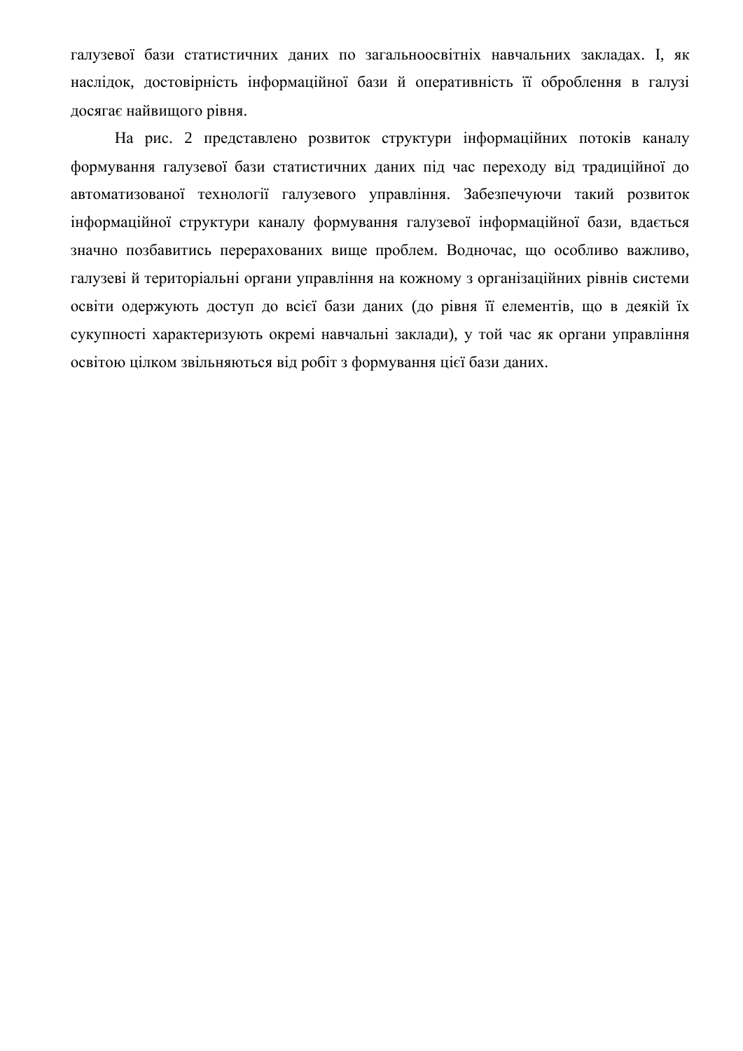галузевої бази статистичних даних по загальноосвітніх навчальних закладах. І, як наслідок, достовірність інформаційної бази й оперативність її оброблення в галузі досягає найвищого рівня.

На рис. 2 представлено розвиток структури інформаційних потоків каналу формування галузевої бази статистичних даних під час переходу від традиційної до автоматизованої технології галузевого управління. Забезпечуючи такий розвиток інформаційної структури каналу формування галузевої інформаційної бази, вдається значно позбавитись перерахованих вище проблем. Водночас, що особливо важливо, галузеві й територіальні органи управління на кожному з організаційних рівнів системи освіти одержують доступ до всієї бази даних (до рівня її елементів, що в деякій їх сукупності характеризують окремі навчальні заклади), у той час як органи управління освітою цілком звільняються від робіт з формування цієї бази даних.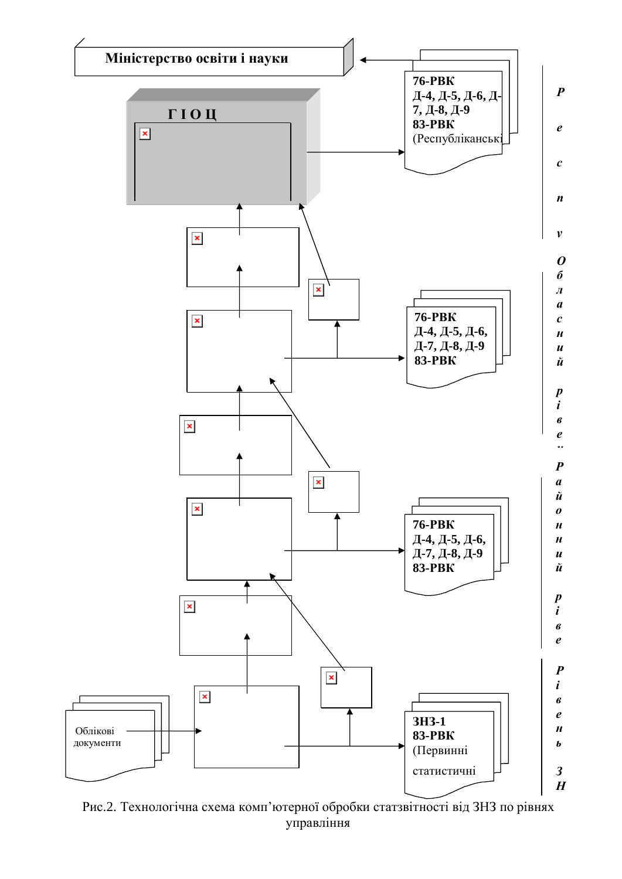Міністерство освіти і науки

Г І О Ц

76-РВК
Д-4, Д-5, Д-6, Д-7, Д-8, Д-9
83-РВК
(Республіканські

*Респу*

76-РВК
Д-4, Д-5, Д-6,
Д-7, Д-8, Д-9
83-РВК

*Обласний рівень*

76-РВК
Д-4, Д-5, Д-6,
Д-7, Д-8, Д-9
83-РВК

*Районний рівень*

Облікові документи

ЗНЗ-1
83-РВК
(Первинні
статистичні

*Рівень ЗН*

Рис.2. Технологічна схема комп'ютерної обробки статзвітності від ЗНЗ по рівнях управління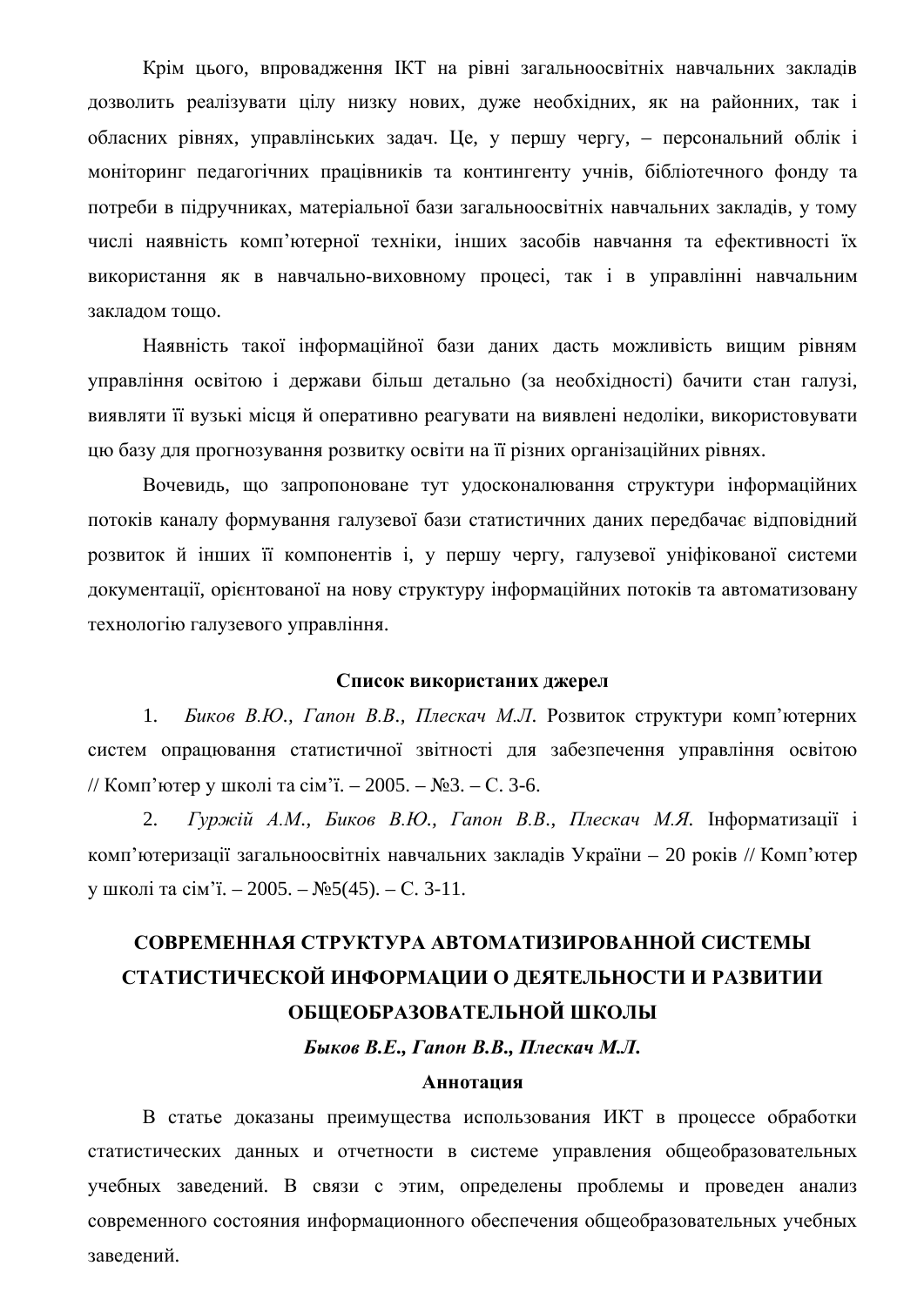Крім цього, впровадження ІКТ на рівні загальноосвітніх навчальних закладів дозволить реалізувати цілу низку нових, дуже необхідних, як на районних, так і обласних рівнях, управлінських задач. Це, у першу чергу, – персональний облік і моніторинг педагогічних працівників та контингенту учнів, бібліотечного фонду та потреби в підручниках, матеріальної бази загальноосвітніх навчальних закладів, у тому числі наявність комп'ютерної техніки, інших засобів навчання та ефективності їх використання як в навчально-виховному процесі, так і в управлінні навчальним закладом тощо.

Наявність такої інформаційної бази даних дасть можливість вищим рівням управління освітою і держави більш детально (за необхідності) бачити стан галузі, виявляти її вузькі місця й оперативно реагувати на виявлені недоліки, використовувати цю базу для прогнозування розвитку освіти на її різних організаційних рівнях.

Вочевидь, що запропоноване тут удосконалювання структури інформаційних потоків каналу формування галузевої бази статистичних даних передбачає відповідний розвиток й інших її компонентів і, у першу чергу, галузевої уніфікованої системи документації, орієнтованої на нову структуру інформаційних потоків та автоматизовану технологію галузевого управління.

**Список використаних джерел**

1. *Биков В.Ю., Гапон В.В., Плескач М.Л.* Розвиток структури комп'ютерних систем опрацювання статистичної звітності для забезпечення управління освітою // Комп'ютер у школі та сім'ї. – 2005. – №3. – С. 3-6.

2. *Гуржій А.М., Биков В.Ю., Гапон В.В., Плескач М.Я.* Інформатизації і комп'ютеризації загальноосвітніх навчальних закладів України – 20 років // Комп'ютер у школі та сім'ї. – 2005. – №5(45). – С. 3-11.

## СОВРЕМЕННАЯ СТРУКТУРА АВТОМАТИЗИРОВАННОЙ СИСТЕМЫ СТАТИСТИЧЕСКОЙ ИНФОРМАЦИИ О ДЕЯТЕЛЬНОСТИ И РАЗВИТИИ ОБЩЕОБРАЗОВАТЕЛЬНОЙ ШКОЛЫ

***Быков В.Е., Гапон В.В., Плескач М.Л.***

**Аннотация**

В статье доказаны преимущества использования ИКТ в процессе обработки статистических данных и отчетности в системе управления общеобразовательных учебных заведений. В связи с этим, определены проблемы и проведен анализ современного состояния информационного обеспечения общеобразовательных учебных заведений.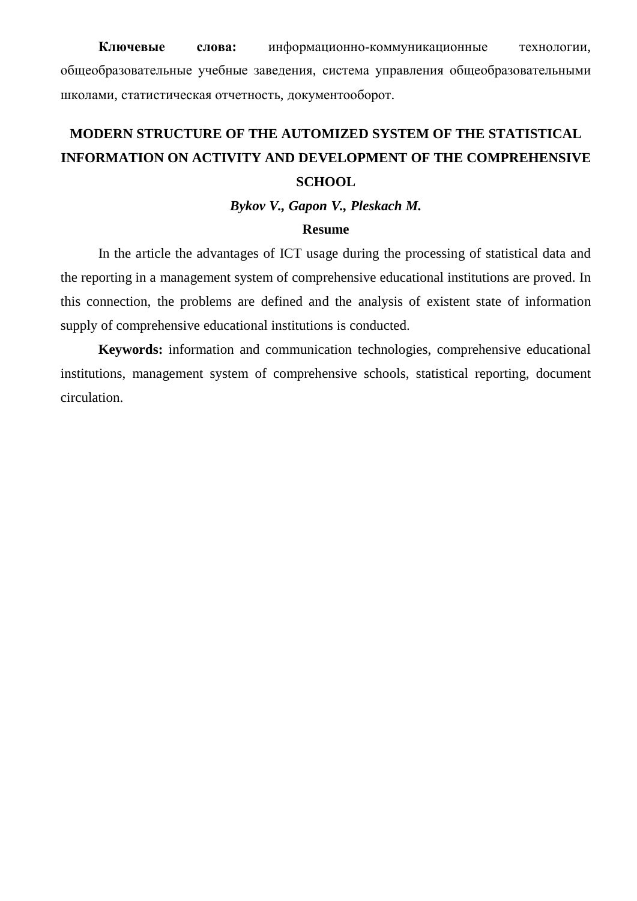**Ключевые слова:** информационно-коммуникационные технологии, общеобразовательные учебные заведения, система управления общеобразовательными школами, статистическая отчетность, документооборот.

## MODERN STRUCTURE OF THE AUTOMIZED SYSTEM OF THE STATISTICAL INFORMATION ON ACTIVITY AND DEVELOPMENT OF THE COMPREHENSIVE SCHOOL

***Bykov V., Gapon V., Pleskach M.***

**Resume**

In the article the advantages of ICT usage during the processing of statistical data and the reporting in a management system of comprehensive educational institutions are proved. In this connection, the problems are defined and the analysis of existent state of information supply of comprehensive educational institutions is conducted.

**Keywords:** information and communication technologies, comprehensive educational institutions, management system of comprehensive schools, statistical reporting, document circulation.